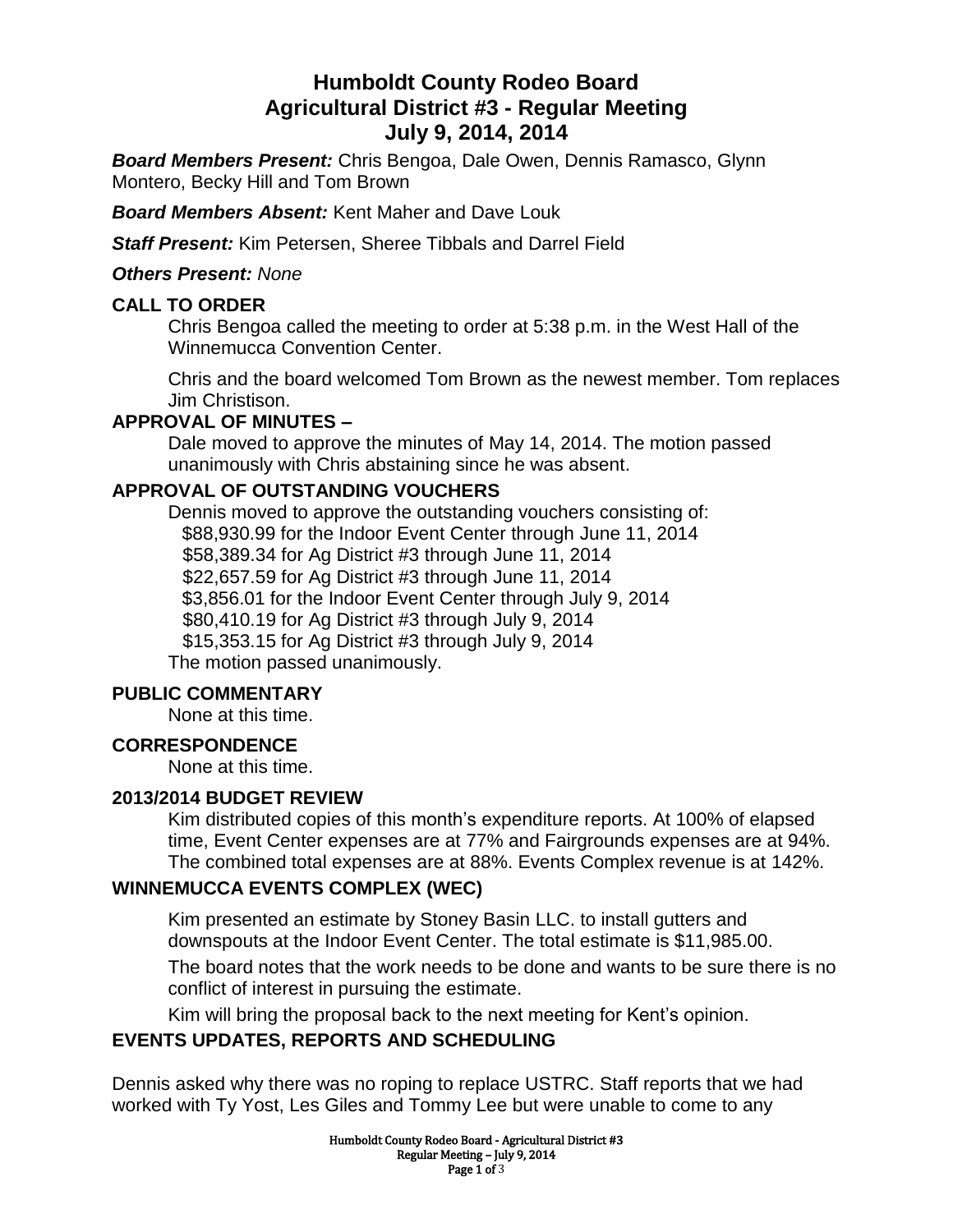# Humboldt County Rodeo Board
# Agricultural District #3 - Regular Meeting
# July 9, 2014, 2014

***Board Members Present:*** Chris Bengoa, Dale Owen, Dennis Ramasco, Glynn Montero, Becky Hill and Tom Brown

***Board Members Absent:*** Kent Maher and Dave Louk

***Staff Present:*** Kim Petersen, Sheree Tibbals and Darrel Field

***Others Present:*** *None*

## CALL TO ORDER

Chris Bengoa called the meeting to order at 5:38 p.m. in the West Hall of the Winnemucca Convention Center.

Chris and the board welcomed Tom Brown as the newest member. Tom replaces Jim Christison.

## APPROVAL OF MINUTES –

Dale moved to approve the minutes of May 14, 2014. The motion passed unanimously with Chris abstaining since he was absent.

## APPROVAL OF OUTSTANDING VOUCHERS

Dennis moved to approve the outstanding vouchers consisting of:

$88,930.99 for the Indoor Event Center through June 11, 2014
$58,389.34 for Ag District #3 through June 11, 2014
$22,657.59 for Ag District #3 through June 11, 2014
$3,856.01 for the Indoor Event Center through July 9, 2014
$80,410.19 for Ag District #3 through July 9, 2014
$15,353.15 for Ag District #3 through July 9, 2014

The motion passed unanimously.

## PUBLIC COMMENTARY

None at this time.

## CORRESPONDENCE

None at this time.

## 2013/2014 BUDGET REVIEW

Kim distributed copies of this month's expenditure reports. At 100% of elapsed time, Event Center expenses are at 77% and Fairgrounds expenses are at 94%. The combined total expenses are at 88%. Events Complex revenue is at 142%.

## WINNEMUCCA EVENTS COMPLEX (WEC)

Kim presented an estimate by Stoney Basin LLC. to install gutters and downspouts at the Indoor Event Center. The total estimate is $11,985.00.

The board notes that the work needs to be done and wants to be sure there is no conflict of interest in pursuing the estimate.

Kim will bring the proposal back to the next meeting for Kent's opinion.

## EVENTS UPDATES, REPORTS AND SCHEDULING

Dennis asked why there was no roping to replace USTRC. Staff reports that we had worked with Ty Yost, Les Giles and Tommy Lee but were unable to come to any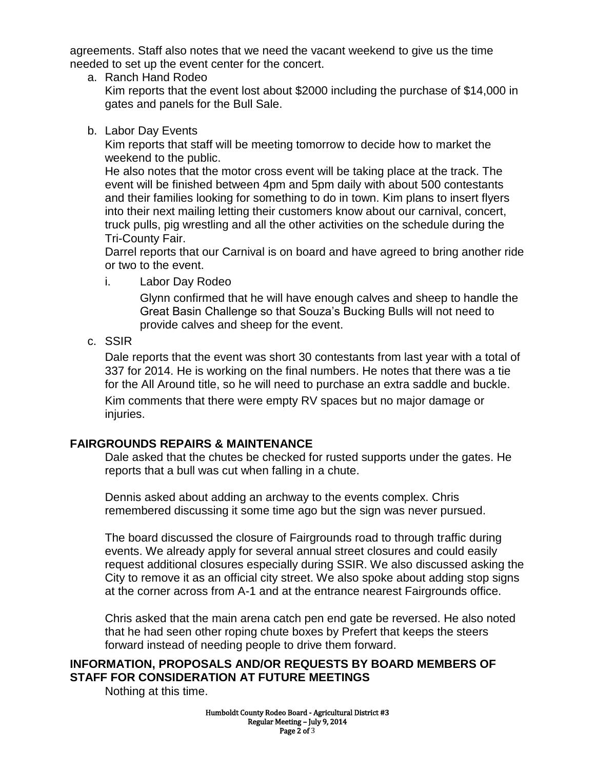agreements. Staff also notes that we need the vacant weekend to give us the time needed to set up the event center for the concert.

a. Ranch Hand Rodeo

   Kim reports that the event lost about $2000 including the purchase of $14,000 in gates and panels for the Bull Sale.

b. Labor Day Events

   Kim reports that staff will be meeting tomorrow to decide how to market the weekend to the public.

   He also notes that the motor cross event will be taking place at the track. The event will be finished between 4pm and 5pm daily with about 500 contestants and their families looking for something to do in town. Kim plans to insert flyers into their next mailing letting their customers know about our carnival, concert, truck pulls, pig wrestling and all the other activities on the schedule during the Tri-County Fair.

   Darrel reports that our Carnival is on board and have agreed to bring another ride or two to the event.

   i. Labor Day Rodeo

      Glynn confirmed that he will have enough calves and sheep to handle the Great Basin Challenge so that Souza's Bucking Bulls will not need to provide calves and sheep for the event.

c. SSIR

   Dale reports that the event was short 30 contestants from last year with a total of 337 for 2014. He is working on the final numbers. He notes that there was a tie for the All Around title, so he will need to purchase an extra saddle and buckle.

   Kim comments that there were empty RV spaces but no major damage or injuries.

## FAIRGROUNDS REPAIRS & MAINTENANCE

Dale asked that the chutes be checked for rusted supports under the gates. He reports that a bull was cut when falling in a chute.

Dennis asked about adding an archway to the events complex. Chris remembered discussing it some time ago but the sign was never pursued.

The board discussed the closure of Fairgrounds road to through traffic during events. We already apply for several annual street closures and could easily request additional closures especially during SSIR. We also discussed asking the City to remove it as an official city street. We also spoke about adding stop signs at the corner across from A-1 and at the entrance nearest Fairgrounds office.

Chris asked that the main arena catch pen end gate be reversed. He also noted that he had seen other roping chute boxes by Prefert that keeps the steers forward instead of needing people to drive them forward.

## INFORMATION, PROPOSALS AND/OR REQUESTS BY BOARD MEMBERS OF STAFF FOR CONSIDERATION AT FUTURE MEETINGS

Nothing at this time.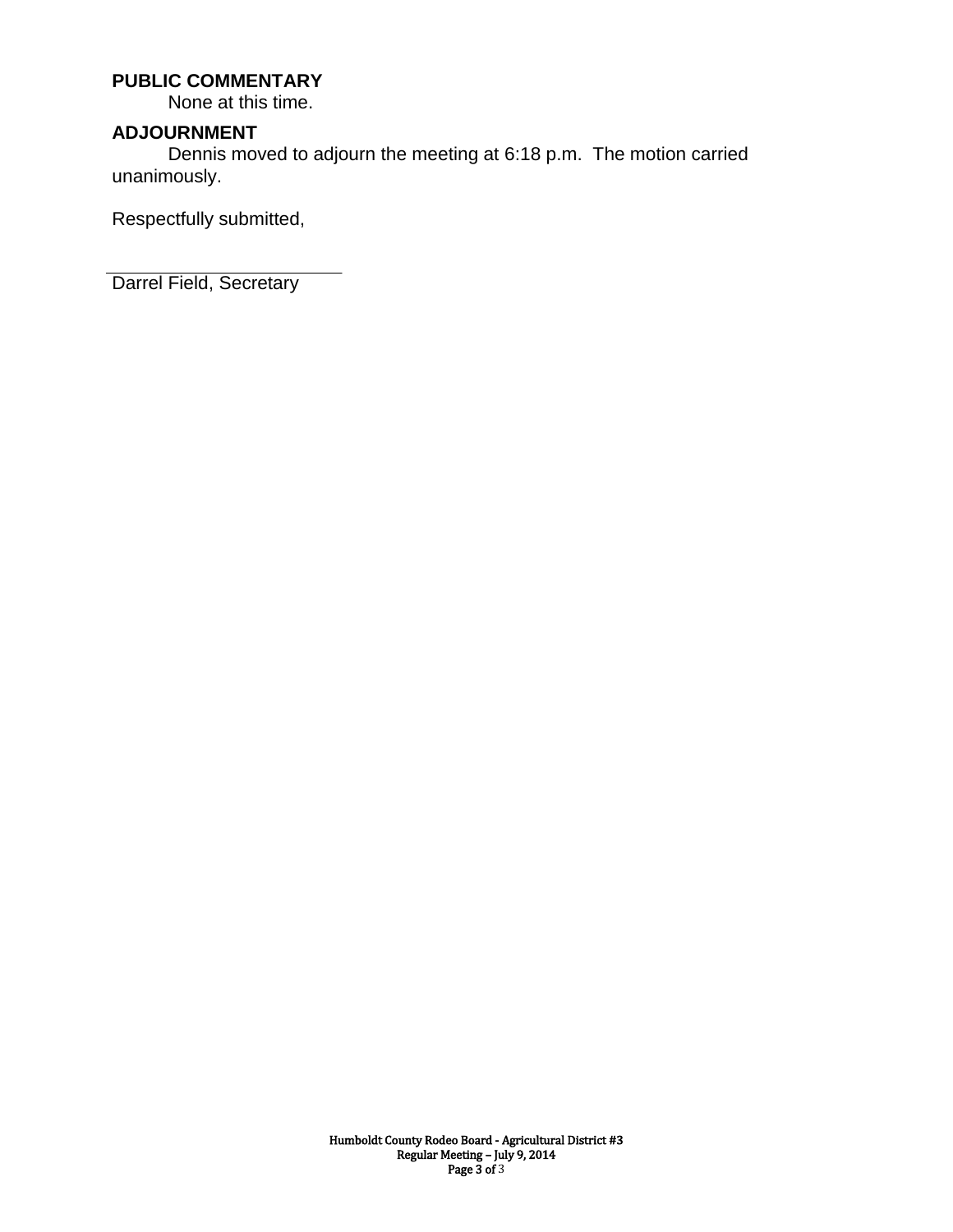**PUBLIC COMMENTARY**

None at this time.

**ADJOURNMENT**

Dennis moved to adjourn the meeting at 6:18 p.m. The motion carried unanimously.

Respectfully submitted,

\_\_\_\_\_\_\_\_\_\_\_\_\_\_\_\_\_\_\_\_\_\_\_\_

Darrel Field, Secretary